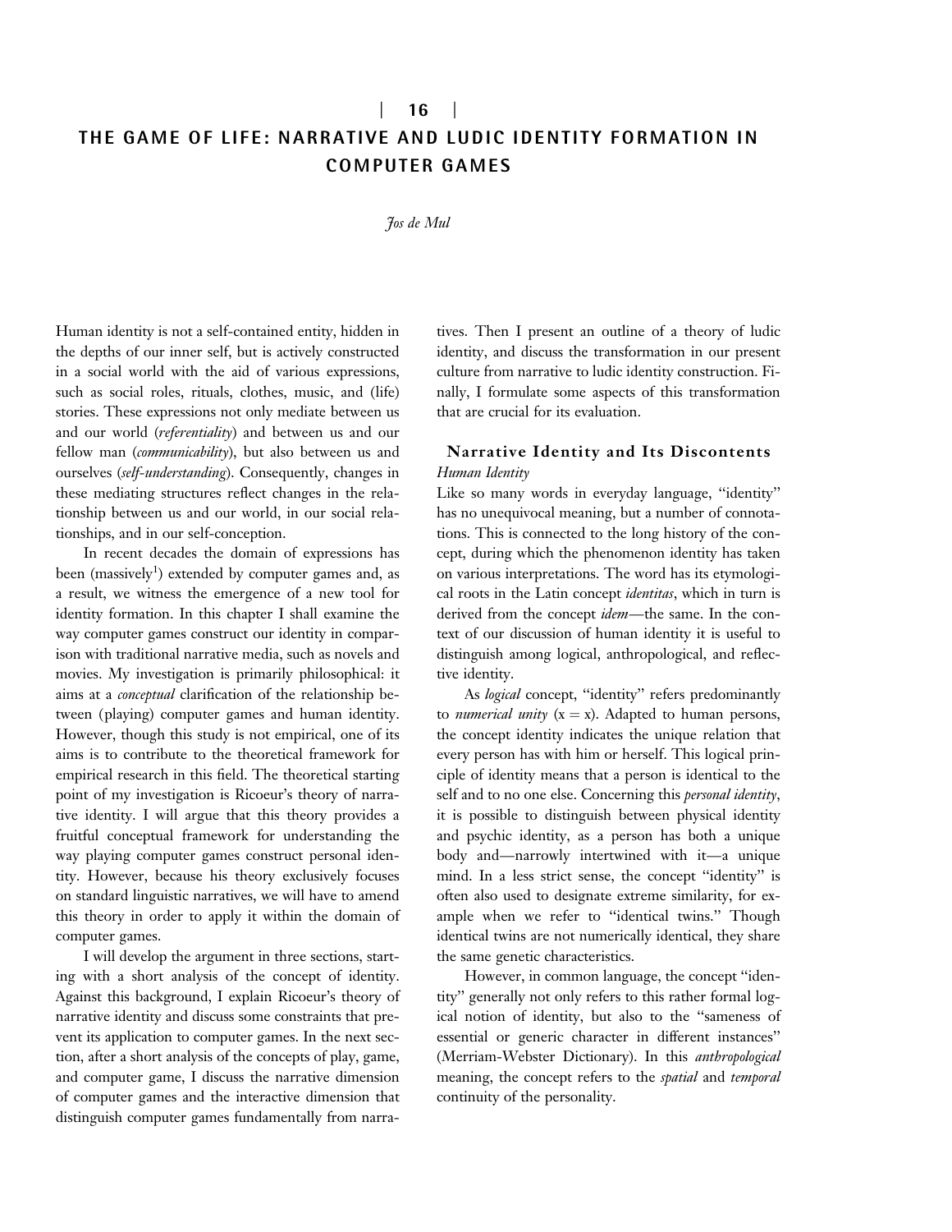# 16

# THE GAME OF LIFE: NARRATIVE AND LUDIC IDENTITY FORMATION IN COMPUTER GAMES

*Jos de Mul*

Human identity is not a self-contained entity, hidden in the depths of our inner self, but is actively constructed in a social world with the aid of various expressions, such as social roles, rituals, clothes, music, and (life) stories. These expressions not only mediate between us and our world (*referentiality*) and between us and our fellow man (*communicability*), but also between us and ourselves (*self-understanding*). Consequently, changes in these mediating structures reflect changes in the relationship between us and our world, in our social relationships, and in our self-conception.

In recent decades the domain of expressions has been (massively[1]) extended by computer games and, as a result, we witness the emergence of a new tool for identity formation. In this chapter I shall examine the way computer games construct our identity in comparison with traditional narrative media, such as novels and movies. My investigation is primarily philosophical: it aims at a *conceptual* clarification of the relationship between (playing) computer games and human identity. However, though this study is not empirical, one of its aims is to contribute to the theoretical framework for empirical research in this field. The theoretical starting point of my investigation is Ricoeur's theory of narrative identity. I will argue that this theory provides a fruitful conceptual framework for understanding the way playing computer games construct personal identity. However, because his theory exclusively focuses on standard linguistic narratives, we will have to amend this theory in order to apply it within the domain of computer games.

I will develop the argument in three sections, starting with a short analysis of the concept of identity. Against this background, I explain Ricoeur's theory of narrative identity and discuss some constraints that prevent its application to computer games. In the next section, after a short analysis of the concepts of play, game, and computer game, I discuss the narrative dimension of computer games and the interactive dimension that distinguish computer games fundamentally from narratives. Then I present an outline of a theory of ludic identity, and discuss the transformation in our present culture from narrative to ludic identity construction. Finally, I formulate some aspects of this transformation that are crucial for its evaluation.

## Narrative Identity and Its Discontents

### *Human Identity*

Like so many words in everyday language, "identity" has no unequivocal meaning, but a number of connotations. This is connected to the long history of the concept, during which the phenomenon identity has taken on various interpretations. The word has its etymological roots in the Latin concept *identitas*, which in turn is derived from the concept *idem*—the same. In the context of our discussion of human identity it is useful to distinguish among logical, anthropological, and reflective identity.

As *logical* concept, "identity" refers predominantly to *numerical unity* ($x = x$). Adapted to human persons, the concept identity indicates the unique relation that every person has with him or herself. This logical principle of identity means that a person is identical to the self and to no one else. Concerning this *personal identity*, it is possible to distinguish between physical identity and psychic identity, as a person has both a unique body and—narrowly intertwined with it—a unique mind. In a less strict sense, the concept "identity" is often also used to designate extreme similarity, for example when we refer to "identical twins." Though identical twins are not numerically identical, they share the same genetic characteristics.

However, in common language, the concept "identity" generally not only refers to this rather formal logical notion of identity, but also to the "sameness of essential or generic character in different instances" (Merriam-Webster Dictionary). In this *anthropological* meaning, the concept refers to the *spatial* and *temporal* continuity of the personality.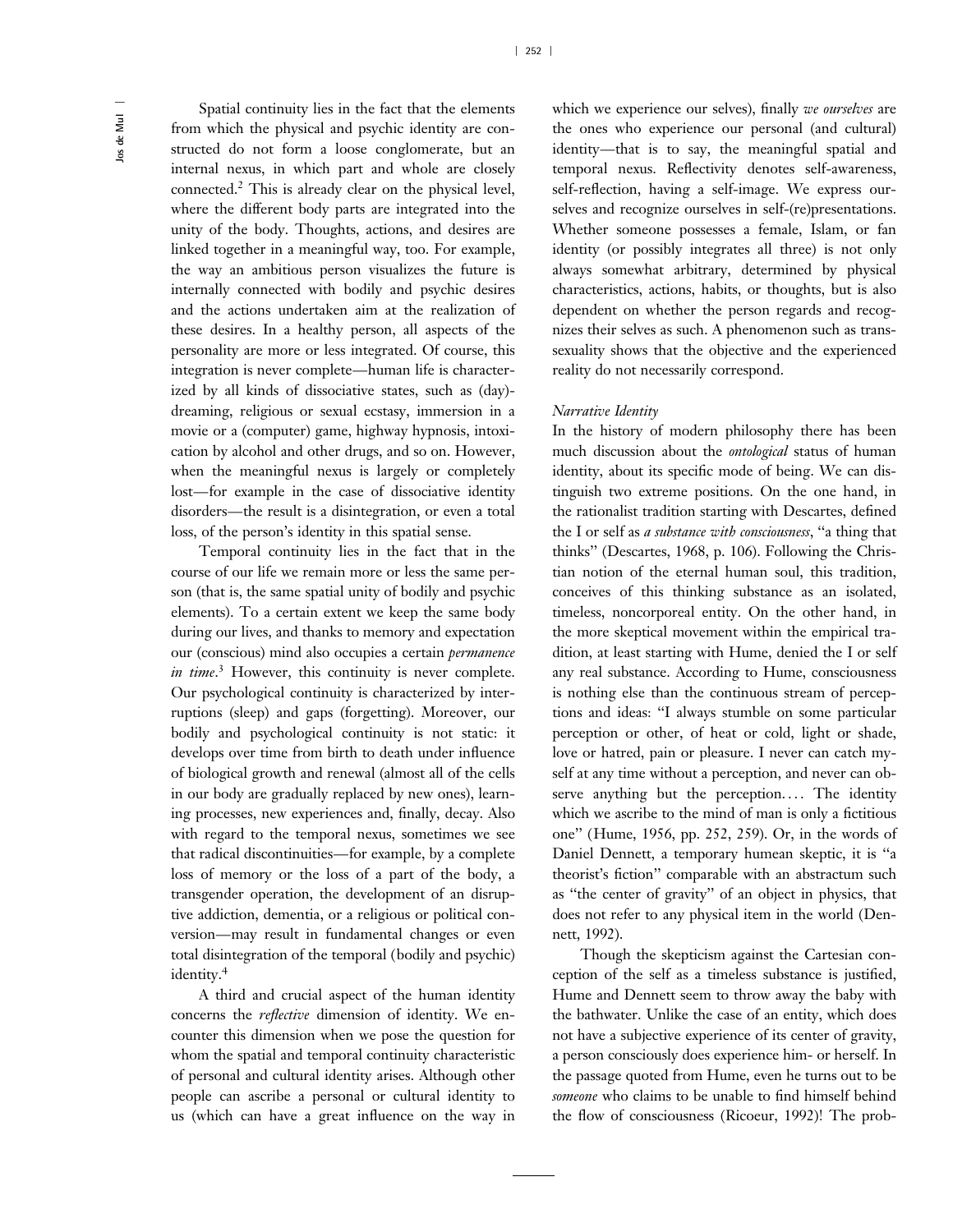Spatial continuity lies in the fact that the elements from which the physical and psychic identity are constructed do not form a loose conglomerate, but an internal nexus, in which part and whole are closely connected.[2] This is already clear on the physical level, where the different body parts are integrated into the unity of the body. Thoughts, actions, and desires are linked together in a meaningful way, too. For example, the way an ambitious person visualizes the future is internally connected with bodily and psychic desires and the actions undertaken aim at the realization of these desires. In a healthy person, all aspects of the personality are more or less integrated. Of course, this integration is never complete—human life is characterized by all kinds of dissociative states, such as (day)-dreaming, religious or sexual ecstasy, immersion in a movie or a (computer) game, highway hypnosis, intoxication by alcohol and other drugs, and so on. However, when the meaningful nexus is largely or completely lost—for example in the case of dissociative identity disorders—the result is a disintegration, or even a total loss, of the person's identity in this spatial sense.

Temporal continuity lies in the fact that in the course of our life we remain more or less the same person (that is, the same spatial unity of bodily and psychic elements). To a certain extent we keep the same body during our lives, and thanks to memory and expectation our (conscious) mind also occupies a certain *permanence in time*.[3] However, this continuity is never complete. Our psychological continuity is characterized by interruptions (sleep) and gaps (forgetting). Moreover, our bodily and psychological continuity is not static: it develops over time from birth to death under influence of biological growth and renewal (almost all of the cells in our body are gradually replaced by new ones), learning processes, new experiences and, finally, decay. Also with regard to the temporal nexus, sometimes we see that radical discontinuities—for example, by a complete loss of memory or the loss of a part of the body, a transgender operation, the development of an disruptive addiction, dementia, or a religious or political conversion—may result in fundamental changes or even total disintegration of the temporal (bodily and psychic) identity.[4]

A third and crucial aspect of the human identity concerns the *reflective* dimension of identity. We encounter this dimension when we pose the question for whom the spatial and temporal continuity characteristic of personal and cultural identity arises. Although other people can ascribe a personal or cultural identity to us (which can have a great influence on the way in which we experience our selves), finally *we ourselves* are the ones who experience our personal (and cultural) identity—that is to say, the meaningful spatial and temporal nexus. Reflectivity denotes self-awareness, self-reflection, having a self-image. We express ourselves and recognize ourselves in self-(re)presentations. Whether someone possesses a female, Islam, or fan identity (or possibly integrates all three) is not only always somewhat arbitrary, determined by physical characteristics, actions, habits, or thoughts, but is also dependent on whether the person regards and recognizes their selves as such. A phenomenon such as transsexuality shows that the objective and the experienced reality do not necessarily correspond.

### *Narrative Identity*

In the history of modern philosophy there has been much discussion about the *ontological* status of human identity, about its specific mode of being. We can distinguish two extreme positions. On the one hand, in the rationalist tradition starting with Descartes, defined the I or self as *a substance with consciousness*, "a thing that thinks" (Descartes, 1968, p. 106). Following the Christian notion of the eternal human soul, this tradition, conceives of this thinking substance as an isolated, timeless, noncorporeal entity. On the other hand, in the more skeptical movement within the empirical tradition, at least starting with Hume, denied the I or self any real substance. According to Hume, consciousness is nothing else than the continuous stream of perceptions and ideas: "I always stumble on some particular perception or other, of heat or cold, light or shade, love or hatred, pain or pleasure. I never can catch myself at any time without a perception, and never can observe anything but the perception.... The identity which we ascribe to the mind of man is only a fictitious one" (Hume, 1956, pp. 252, 259). Or, in the words of Daniel Dennett, a temporary humean skeptic, it is "a theorist's fiction" comparable with an abstractum such as "the center of gravity" of an object in physics, that does not refer to any physical item in the world (Dennett, 1992).

Though the skepticism against the Cartesian conception of the self as a timeless substance is justified, Hume and Dennett seem to throw away the baby with the bathwater. Unlike the case of an entity, which does not have a subjective experience of its center of gravity, a person consciously does experience him- or herself. In the passage quoted from Hume, even he turns out to be *someone* who claims to be unable to find himself behind the flow of consciousness (Ricoeur, 1992)! The prob-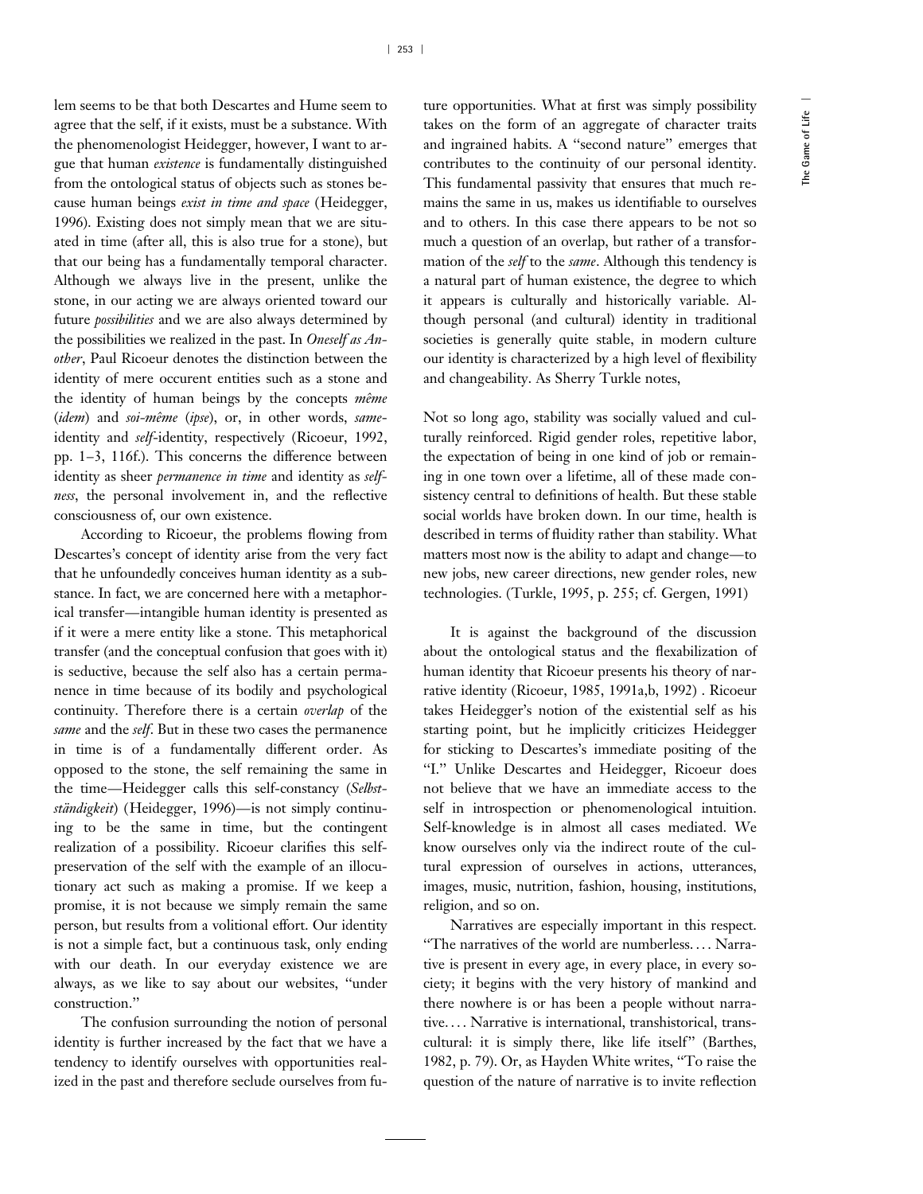lem seems to be that both Descartes and Hume seem to agree that the self, if it exists, must be a substance. With the phenomenologist Heidegger, however, I want to argue that human *existence* is fundamentally distinguished from the ontological status of objects such as stones because human beings *exist in time and space* (Heidegger, 1996). Existing does not simply mean that we are situated in time (after all, this is also true for a stone), but that our being has a fundamentally temporal character. Although we always live in the present, unlike the stone, in our acting we are always oriented toward our future *possibilities* and we are also always determined by the possibilities we realized in the past. In *Oneself as Another*, Paul Ricoeur denotes the distinction between the identity of mere occurent entities such as a stone and the identity of human beings by the concepts *même* (*idem*) and *soi-même* (*ipse*), or, in other words, *same*-identity and *self*-identity, respectively (Ricoeur, 1992, pp. 1–3, 116f.). This concerns the difference between identity as sheer *permanence in time* and identity as *selfness*, the personal involvement in, and the reflective consciousness of, our own existence.

According to Ricoeur, the problems flowing from Descartes's concept of identity arise from the very fact that he unfoundedly conceives human identity as a substance. In fact, we are concerned here with a metaphorical transfer—intangible human identity is presented as if it were a mere entity like a stone. This metaphorical transfer (and the conceptual confusion that goes with it) is seductive, because the self also has a certain permanence in time because of its bodily and psychological continuity. Therefore there is a certain *overlap* of the *same* and the *self*. But in these two cases the permanence in time is of a fundamentally different order. As opposed to the stone, the self remaining the same in the time—Heidegger calls this self-constancy (*Selbstständigkeit*) (Heidegger, 1996)—is not simply continuing to be the same in time, but the contingent realization of a possibility. Ricoeur clarifies this self-preservation of the self with the example of an illocutionary act such as making a promise. If we keep a promise, it is not because we simply remain the same person, but results from a volitional effort. Our identity is not a simple fact, but a continuous task, only ending with our death. In our everyday existence we are always, as we like to say about our websites, "under construction."

The confusion surrounding the notion of personal identity is further increased by the fact that we have a tendency to identify ourselves with opportunities realized in the past and therefore seclude ourselves from future opportunities. What at first was simply possibility takes on the form of an aggregate of character traits and ingrained habits. A "second nature" emerges that contributes to the continuity of our personal identity. This fundamental passivity that ensures that much remains the same in us, makes us identifiable to ourselves and to others. In this case there appears to be not so much a question of an overlap, but rather of a transformation of the *self* to the *same*. Although this tendency is a natural part of human existence, the degree to which it appears is culturally and historically variable. Although personal (and cultural) identity in traditional societies is generally quite stable, in modern culture our identity is characterized by a high level of flexibility and changeability. As Sherry Turkle notes,

> Not so long ago, stability was socially valued and culturally reinforced. Rigid gender roles, repetitive labor, the expectation of being in one kind of job or remaining in one town over a lifetime, all of these made consistency central to definitions of health. But these stable social worlds have broken down. In our time, health is described in terms of fluidity rather than stability. What matters most now is the ability to adapt and change—to new jobs, new career directions, new gender roles, new technologies. (Turkle, 1995, p. 255; cf. Gergen, 1991)

It is against the background of the discussion about the ontological status and the flexibalization of human identity that Ricoeur presents his theory of narrative identity (Ricoeur, 1985, 1991a,b, 1992) . Ricoeur takes Heidegger's notion of the existential self as his starting point, but he implicitly criticizes Heidegger for sticking to Descartes's immediate positing of the "I." Unlike Descartes and Heidegger, Ricoeur does not believe that we have an immediate access to the self in introspection or phenomenological intuition. Self-knowledge is in almost all cases mediated. We know ourselves only via the indirect route of the cultural expression of ourselves in actions, utterances, images, music, nutrition, fashion, housing, institutions, religion, and so on.

Narratives are especially important in this respect. "The narratives of the world are numberless. . . . Narrative is present in every age, in every place, in every society; it begins with the very history of mankind and there nowhere is or has been a people without narrative. . . . Narrative is international, transhistorical, transcultural: it is simply there, like life itself" (Barthes, 1982, p. 79). Or, as Hayden White writes, "To raise the question of the nature of narrative is to invite reflection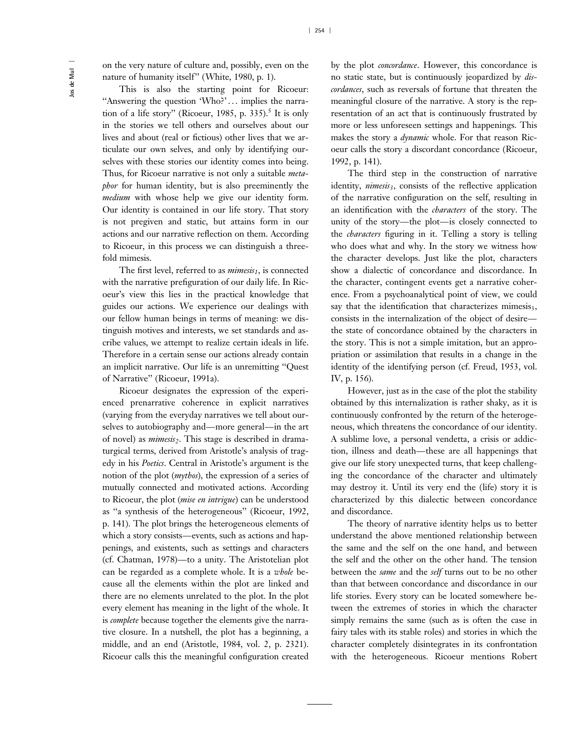on the very nature of culture and, possibly, even on the nature of humanity itself" (White, 1980, p. 1).

This is also the starting point for Ricoeur: "Answering the question 'Who?'… implies the narration of a life story" (Ricoeur, 1985, p. 335).[5] It is only in the stories we tell others and ourselves about our lives and about (real or fictious) other lives that we articulate our own selves, and only by identifying ourselves with these stories our identity comes into being. Thus, for Ricoeur narrative is not only a suitable *metaphor* for human identity, but is also preeminently the *medium* with whose help we give our identity form. Our identity is contained in our life story. That story is not pregiven and static, but attains form in our actions and our narrative reflection on them. According to Ricoeur, in this process we can distinguish a threefold mimesis.

The first level, referred to as $mimesis_1$, is connected with the narrative prefiguration of our daily life. In Ricoeur's view this lies in the practical knowledge that guides our actions. We experience our dealings with our fellow human beings in terms of meaning: we distinguish motives and interests, we set standards and ascribe values, we attempt to realize certain ideals in life. Therefore in a certain sense our actions already contain an implicit narrative. Our life is an unremitting "Quest of Narrative" (Ricoeur, 1991a).

Ricoeur designates the expression of the experienced prenarrative coherence in explicit narratives (varying from the everyday narratives we tell about ourselves to autobiography and—more general—in the art of novel) as $mimesis_2$. This stage is described in dramaturgical terms, derived from Aristotle's analysis of tragedy in his *Poetics*. Central in Aristotle's argument is the notion of the plot (*mythos*), the expression of a series of mutually connected and motivated actions. According to Ricoeur, the plot (*mise en intrigue*) can be understood as "a synthesis of the heterogeneous" (Ricoeur, 1992, p. 141). The plot brings the heterogeneous elements of which a story consists—events, such as actions and happenings, and existents, such as settings and characters (cf. Chatman, 1978)—to a unity. The Aristotelian plot can be regarded as a complete whole. It is a *whole* because all the elements within the plot are linked and there are no elements unrelated to the plot. In the plot every element has meaning in the light of the whole. It is *complete* because together the elements give the narrative closure. In a nutshell, the plot has a beginning, a middle, and an end (Aristotle, 1984, vol. 2, p. 2321). Ricoeur calls this the meaningful configuration created by the plot *concordance*. However, this concordance is no static state, but is continuously jeopardized by *discordances*, such as reversals of fortune that threaten the meaningful closure of the narrative. A story is the representation of an act that is continuously frustrated by more or less unforeseen settings and happenings. This makes the story a *dynamic* whole. For that reason Ricoeur calls the story a discordant concordance (Ricoeur, 1992, p. 141).

The third step in the construction of narrative identity, $mimesis_3$, consists of the reflective application of the narrative configuration on the self, resulting in an identification with the *characters* of the story. The unity of the story—the plot—is closely connected to the *characters* figuring in it. Telling a story is telling who does what and why. In the story we witness how the character develops. Just like the plot, characters show a dialectic of concordance and discordance. In the character, contingent events get a narrative coherence. From a psychoanalytical point of view, we could say that the identification that characterizes $mimesis_3$, consists in the internalization of the object of desire—the state of concordance obtained by the characters in the story. This is not a simple imitation, but an appropriation or assimilation that results in a change in the identity of the identifying person (cf. Freud, 1953, vol. IV, p. 156).

However, just as in the case of the plot the stability obtained by this internalization is rather shaky, as it is continuously confronted by the return of the heterogeneous, which threatens the concordance of our identity. A sublime love, a personal vendetta, a crisis or addiction, illness and death—these are all happenings that give our life story unexpected turns, that keep challenging the concordance of the character and ultimately may destroy it. Until its very end the (life) story it is characterized by this dialectic between concordance and discordance.

The theory of narrative identity helps us to better understand the above mentioned relationship between the same and the self on the one hand, and between the self and the other on the other hand. The tension between the *same* and the *self* turns out to be no other than that between concordance and discordance in our life stories. Every story can be located somewhere between the extremes of stories in which the character simply remains the same (such as is often the case in fairy tales with its stable roles) and stories in which the character completely disintegrates in its confrontation with the heterogeneous. Ricoeur mentions Robert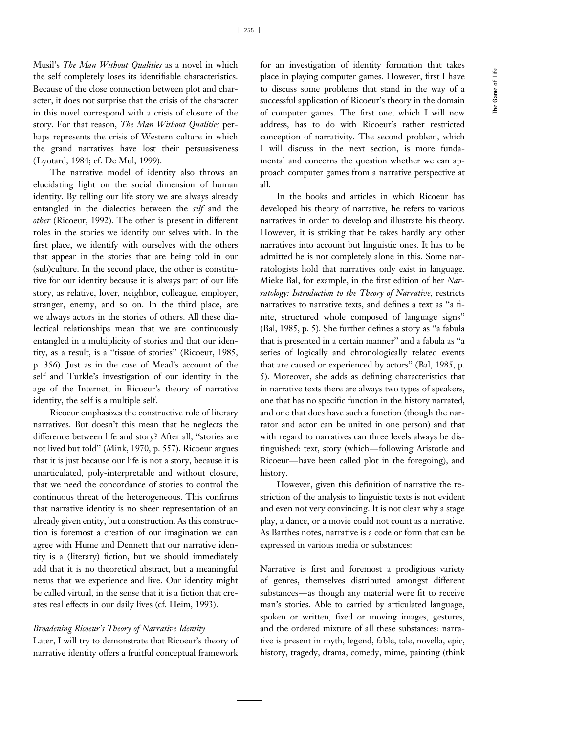Musil's *The Man Without Qualities* as a novel in which the self completely loses its identifiable characteristics. Because of the close connection between plot and character, it does not surprise that the crisis of the character in this novel correspond with a crisis of closure of the story. For that reason, *The Man Without Qualities* perhaps represents the crisis of Western culture in which the grand narratives have lost their persuasiveness (Lyotard, 1984; cf. De Mul, 1999).

The narrative model of identity also throws an elucidating light on the social dimension of human identity. By telling our life story we are always already entangled in the dialectics between the *self* and the *other* (Ricoeur, 1992). The other is present in different roles in the stories we identify our selves with. In the first place, we identify with ourselves with the others that appear in the stories that are being told in our (sub)culture. In the second place, the other is constitutive for our identity because it is always part of our life story, as relative, lover, neighbor, colleague, employer, stranger, enemy, and so on. In the third place, are we always actors in the stories of others. All these dialectical relationships mean that we are continuously entangled in a multiplicity of stories and that our identity, as a result, is a "tissue of stories" (Ricoeur, 1985, p. 356). Just as in the case of Mead's account of the self and Turkle's investigation of our identity in the age of the Internet, in Ricoeur's theory of narrative identity, the self is a multiple self.

Ricoeur emphasizes the constructive role of literary narratives. But doesn't this mean that he neglects the difference between life and story? After all, "stories are not lived but told" (Mink, 1970, p. 557). Ricoeur argues that it is just because our life is not a story, because it is unarticulated, poly-interpretable and without closure, that we need the concordance of stories to control the continuous threat of the heterogeneous. This confirms that narrative identity is no sheer representation of an already given entity, but a construction. As this construction is foremost a creation of our imagination we can agree with Hume and Dennett that our narrative identity is a (literary) fiction, but we should immediately add that it is no theoretical abstract, but a meaningful nexus that we experience and live. Our identity might be called virtual, in the sense that it is a fiction that creates real effects in our daily lives (cf. Heim, 1993).

### *Broadening Ricoeur's Theory of Narrative Identity*

Later, I will try to demonstrate that Ricoeur's theory of narrative identity offers a fruitful conceptual framework for an investigation of identity formation that takes place in playing computer games. However, first I have to discuss some problems that stand in the way of a successful application of Ricoeur's theory in the domain of computer games. The first one, which I will now address, has to do with Ricoeur's rather restricted conception of narrativity. The second problem, which I will discuss in the next section, is more fundamental and concerns the question whether we can approach computer games from a narrative perspective at all.

In the books and articles in which Ricoeur has developed his theory of narrative, he refers to various narratives in order to develop and illustrate his theory. However, it is striking that he takes hardly any other narratives into account but linguistic ones. It has to be admitted he is not completely alone in this. Some narratologists hold that narratives only exist in language. Mieke Bal, for example, in the first edition of her *Narratology: Introduction to the Theory of Narrative*, restricts narratives to narrative texts, and defines a text as "a finite, structured whole composed of language signs" (Bal, 1985, p. 5). She further defines a story as "a fabula that is presented in a certain manner" and a fabula as "a series of logically and chronologically related events that are caused or experienced by actors" (Bal, 1985, p. 5). Moreover, she adds as defining characteristics that in narrative texts there are always two types of speakers, one that has no specific function in the history narrated, and one that does have such a function (though the narrator and actor can be united in one person) and that with regard to narratives can three levels always be distinguished: text, story (which—following Aristotle and Ricoeur—have been called plot in the foregoing), and history.

However, given this definition of narrative the restriction of the analysis to linguistic texts is not evident and even not very convincing. It is not clear why a stage play, a dance, or a movie could not count as a narrative. As Barthes notes, narrative is a code or form that can be expressed in various media or substances:

> Narrative is first and foremost a prodigious variety of genres, themselves distributed amongst different substances—as though any material were fit to receive man's stories. Able to carried by articulated language, spoken or written, fixed or moving images, gestures, and the ordered mixture of all these substances: narrative is present in myth, legend, fable, tale, novella, epic, history, tragedy, drama, comedy, mime, painting (think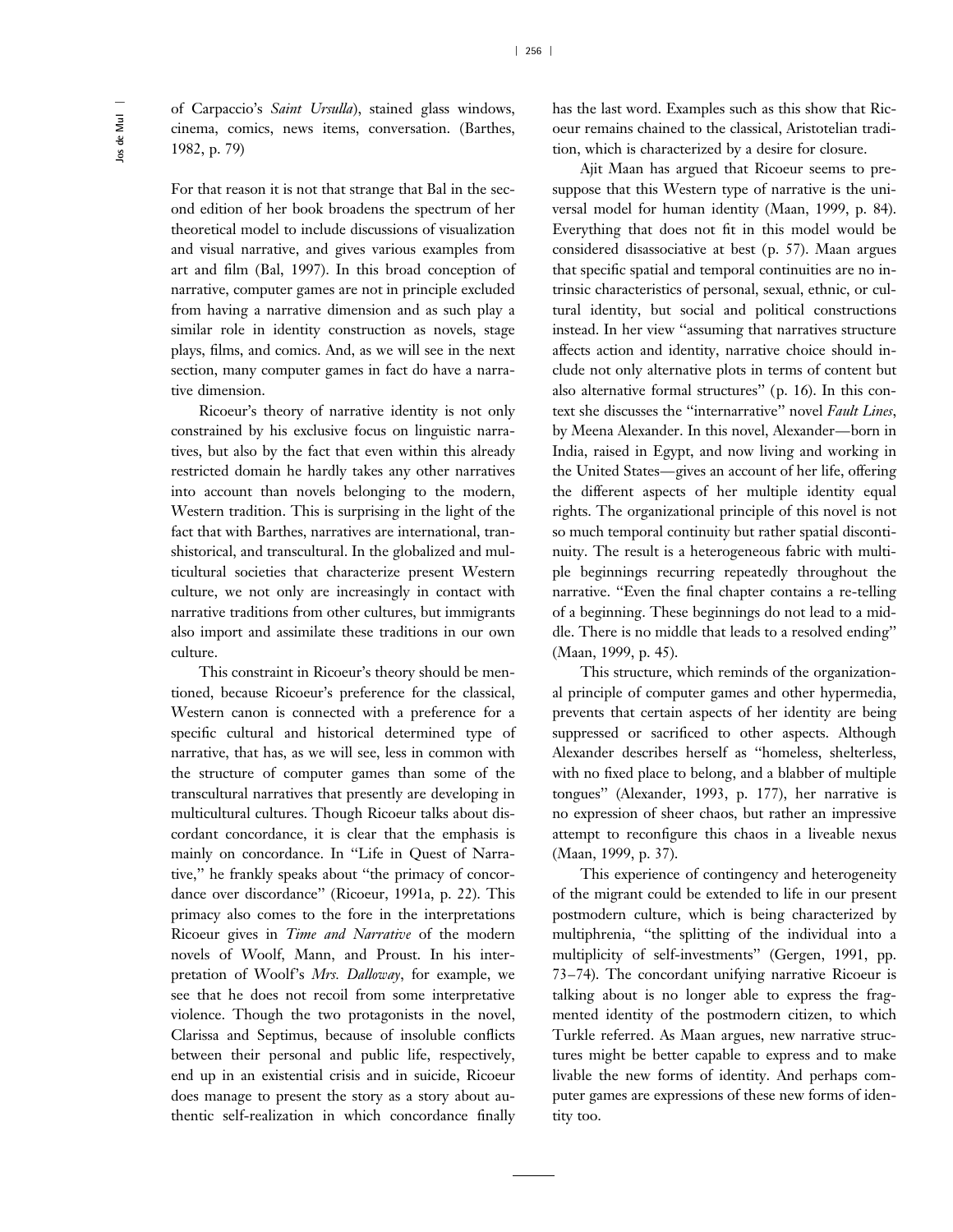of Carpaccio's *Saint Ursulla*), stained glass windows, cinema, comics, news items, conversation. (Barthes, 1982, p. 79)

For that reason it is not that strange that Bal in the second edition of her book broadens the spectrum of her theoretical model to include discussions of visualization and visual narrative, and gives various examples from art and film (Bal, 1997). In this broad conception of narrative, computer games are not in principle excluded from having a narrative dimension and as such play a similar role in identity construction as novels, stage plays, films, and comics. And, as we will see in the next section, many computer games in fact do have a narrative dimension.

Ricoeur's theory of narrative identity is not only constrained by his exclusive focus on linguistic narratives, but also by the fact that even within this already restricted domain he hardly takes any other narratives into account than novels belonging to the modern, Western tradition. This is surprising in the light of the fact that with Barthes, narratives are international, transhistorical, and transcultural. In the globalized and multicultural societies that characterize present Western culture, we not only are increasingly in contact with narrative traditions from other cultures, but immigrants also import and assimilate these traditions in our own culture.

This constraint in Ricoeur's theory should be mentioned, because Ricoeur's preference for the classical, Western canon is connected with a preference for a specific cultural and historical determined type of narrative, that has, as we will see, less in common with the structure of computer games than some of the transcultural narratives that presently are developing in multicultural cultures. Though Ricoeur talks about discordant concordance, it is clear that the emphasis is mainly on concordance. In "Life in Quest of Narrative," he frankly speaks about "the primacy of concordance over discordance" (Ricoeur, 1991a, p. 22). This primacy also comes to the fore in the interpretations Ricoeur gives in *Time and Narrative* of the modern novels of Woolf, Mann, and Proust. In his interpretation of Woolf's *Mrs. Dalloway*, for example, we see that he does not recoil from some interpretative violence. Though the two protagonists in the novel, Clarissa and Septimus, because of insoluble conflicts between their personal and public life, respectively, end up in an existential crisis and in suicide, Ricoeur does manage to present the story as a story about authentic self-realization in which concordance finally has the last word. Examples such as this show that Ricoeur remains chained to the classical, Aristotelian tradition, which is characterized by a desire for closure.

Ajit Maan has argued that Ricoeur seems to presuppose that this Western type of narrative is the universal model for human identity (Maan, 1999, p. 84). Everything that does not fit in this model would be considered disassociative at best (p. 57). Maan argues that specific spatial and temporal continuities are no intrinsic characteristics of personal, sexual, ethnic, or cultural identity, but social and political constructions instead. In her view "assuming that narratives structure affects action and identity, narrative choice should include not only alternative plots in terms of content but also alternative formal structures" (p. 16). In this context she discusses the "internarrative" novel *Fault Lines*, by Meena Alexander. In this novel, Alexander—born in India, raised in Egypt, and now living and working in the United States—gives an account of her life, offering the different aspects of her multiple identity equal rights. The organizational principle of this novel is not so much temporal continuity but rather spatial discontinuity. The result is a heterogeneous fabric with multiple beginnings recurring repeatedly throughout the narrative. "Even the final chapter contains a re-telling of a beginning. These beginnings do not lead to a middle. There is no middle that leads to a resolved ending" (Maan, 1999, p. 45).

This structure, which reminds of the organizational principle of computer games and other hypermedia, prevents that certain aspects of her identity are being suppressed or sacrificed to other aspects. Although Alexander describes herself as "homeless, shelterless, with no fixed place to belong, and a blabber of multiple tongues" (Alexander, 1993, p. 177), her narrative is no expression of sheer chaos, but rather an impressive attempt to reconfigure this chaos in a liveable nexus (Maan, 1999, p. 37).

This experience of contingency and heterogeneity of the migrant could be extended to life in our present postmodern culture, which is being characterized by multiphrenia, "the splitting of the individual into a multiplicity of self-investments" (Gergen, 1991, pp. 73–74). The concordant unifying narrative Ricoeur is talking about is no longer able to express the fragmented identity of the postmodern citizen, to which Turkle referred. As Maan argues, new narrative structures might be better capable to express and to make livable the new forms of identity. And perhaps computer games are expressions of these new forms of identity too.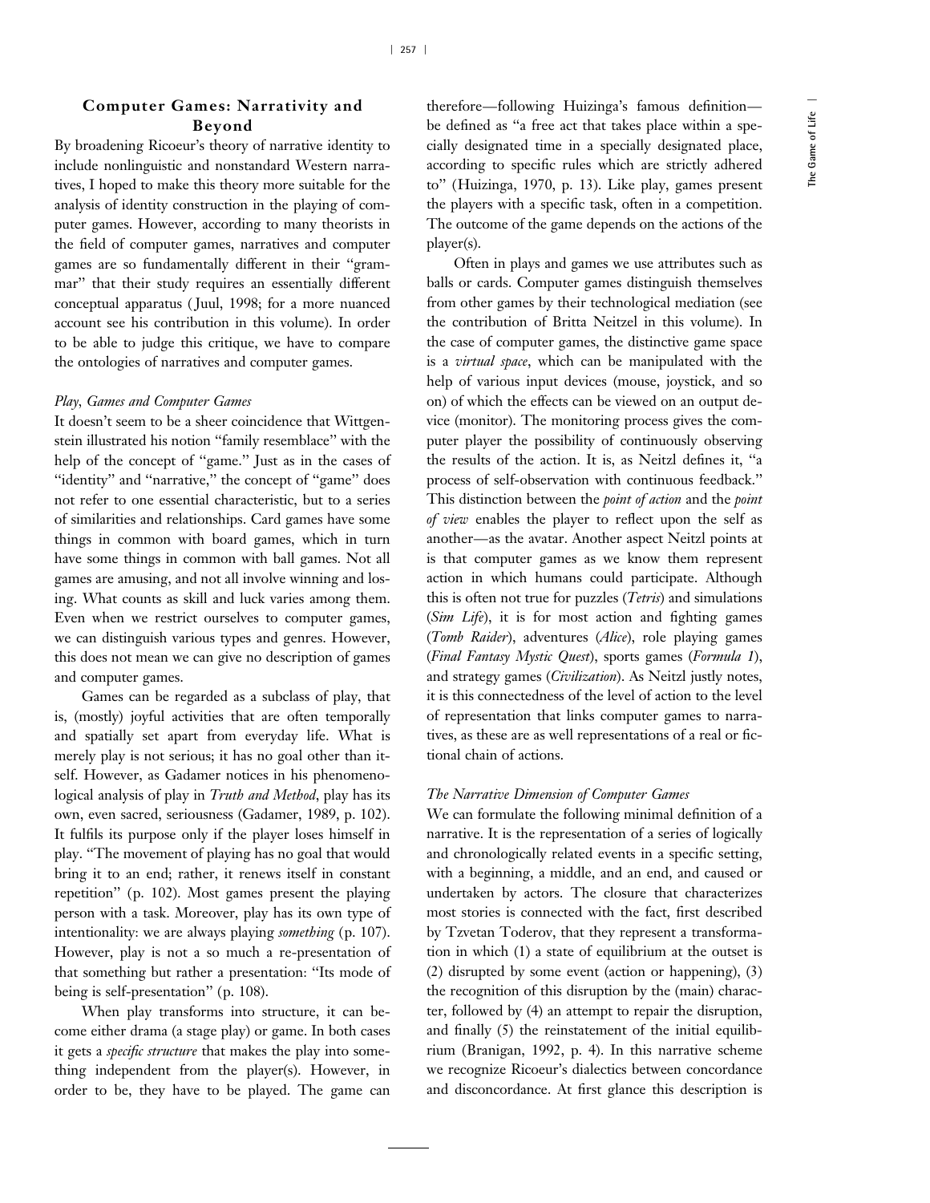## Computer Games: Narrativity and Beyond

By broadening Ricoeur's theory of narrative identity to include nonlinguistic and nonstandard Western narratives, I hoped to make this theory more suitable for the analysis of identity construction in the playing of computer games. However, according to many theorists in the field of computer games, narratives and computer games are so fundamentally different in their "grammar" that their study requires an essentially different conceptual apparatus (Juul, 1998; for a more nuanced account see his contribution in this volume). In order to be able to judge this critique, we have to compare the ontologies of narratives and computer games.

### *Play, Games and Computer Games*

It doesn't seem to be a sheer coincidence that Wittgenstein illustrated his notion "family resemblace" with the help of the concept of "game." Just as in the cases of "identity" and "narrative," the concept of "game" does not refer to one essential characteristic, but to a series of similarities and relationships. Card games have some things in common with board games, which in turn have some things in common with ball games. Not all games are amusing, and not all involve winning and losing. What counts as skill and luck varies among them. Even when we restrict ourselves to computer games, we can distinguish various types and genres. However, this does not mean we can give no description of games and computer games.

Games can be regarded as a subclass of play, that is, (mostly) joyful activities that are often temporally and spatially set apart from everyday life. What is merely play is not serious; it has no goal other than itself. However, as Gadamer notices in his phenomenological analysis of play in *Truth and Method*, play has its own, even sacred, seriousness (Gadamer, 1989, p. 102). It fulfils its purpose only if the player loses himself in play. "The movement of playing has no goal that would bring it to an end; rather, it renews itself in constant repetition" (p. 102). Most games present the playing person with a task. Moreover, play has its own type of intentionality: we are always playing *something* (p. 107). However, play is not a so much a re-presentation of that something but rather a presentation: "Its mode of being is self-presentation" (p. 108).

When play transforms into structure, it can become either drama (a stage play) or game. In both cases it gets a *specific structure* that makes the play into something independent from the player(s). However, in order to be, they have to be played. The game can therefore—following Huizinga's famous definition—be defined as "a free act that takes place within a specially designated time in a specially designated place, according to specific rules which are strictly adhered to" (Huizinga, 1970, p. 13). Like play, games present the players with a specific task, often in a competition. The outcome of the game depends on the actions of the player(s).

Often in plays and games we use attributes such as balls or cards. Computer games distinguish themselves from other games by their technological mediation (see the contribution of Britta Neitzel in this volume). In the case of computer games, the distinctive game space is a *virtual space*, which can be manipulated with the help of various input devices (mouse, joystick, and so on) of which the effects can be viewed on an output device (monitor). The monitoring process gives the computer player the possibility of continuously observing the results of the action. It is, as Neitzl defines it, "a process of self-observation with continuous feedback." This distinction between the *point of action* and the *point of view* enables the player to reflect upon the self as another—as the avatar. Another aspect Neitzl points at is that computer games as we know them represent action in which humans could participate. Although this is often not true for puzzles (*Tetris*) and simulations (*Sim Life*), it is for most action and fighting games (*Tomb Raider*), adventures (*Alice*), role playing games (*Final Fantasy Mystic Quest*), sports games (*Formula 1*), and strategy games (*Civilization*). As Neitzl justly notes, it is this connectedness of the level of action to the level of representation that links computer games to narratives, as these are as well representations of a real or fictional chain of actions.

### *The Narrative Dimension of Computer Games*

We can formulate the following minimal definition of a narrative. It is the representation of a series of logically and chronologically related events in a specific setting, with a beginning, a middle, and an end, and caused or undertaken by actors. The closure that characterizes most stories is connected with the fact, first described by Tzvetan Toderov, that they represent a transformation in which (1) a state of equilibrium at the outset is (2) disrupted by some event (action or happening), (3) the recognition of this disruption by the (main) character, followed by (4) an attempt to repair the disruption, and finally (5) the reinstatement of the initial equilibrium (Branigan, 1992, p. 4). In this narrative scheme we recognize Ricoeur's dialectics between concordance and disconcordance. At first glance this description is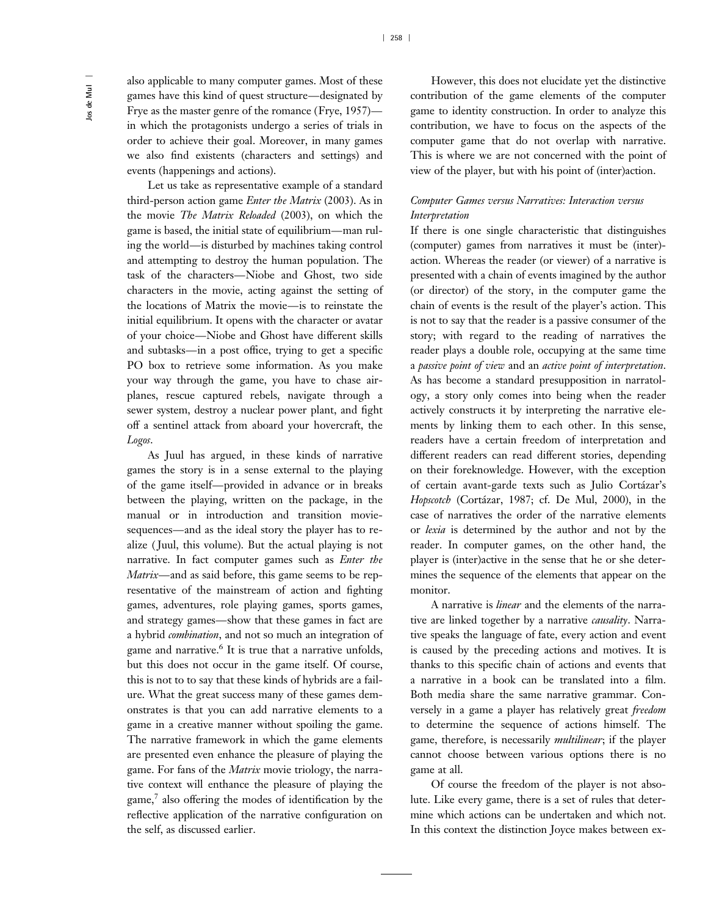also applicable to many computer games. Most of these games have this kind of quest structure—designated by Frye as the master genre of the romance (Frye, 1957)—in which the protagonists undergo a series of trials in order to achieve their goal. Moreover, in many games we also find existents (characters and settings) and events (happenings and actions).

Let us take as representative example of a standard third-person action game *Enter the Matrix* (2003). As in the movie *The Matrix Reloaded* (2003), on which the game is based, the initial state of equilibrium—man ruling the world—is disturbed by machines taking control and attempting to destroy the human population. The task of the characters—Niobe and Ghost, two side characters in the movie, acting against the setting of the locations of Matrix the movie—is to reinstate the initial equilibrium. It opens with the character or avatar of your choice—Niobe and Ghost have different skills and subtasks—in a post office, trying to get a specific PO box to retrieve some information. As you make your way through the game, you have to chase airplanes, rescue captured rebels, navigate through a sewer system, destroy a nuclear power plant, and fight off a sentinel attack from aboard your hovercraft, the *Logos*.

As Juul has argued, in these kinds of narrative games the story is in a sense external to the playing of the game itself—provided in advance or in breaks between the playing, written on the package, in the manual or in introduction and transition movie-sequences—and as the ideal story the player has to realize (Juul, this volume). But the actual playing is not narrative. In fact computer games such as *Enter the Matrix*—and as said before, this game seems to be representative of the mainstream of action and fighting games, adventures, role playing games, sports games, and strategy games—show that these games in fact are a hybrid *combination*, and not so much an integration of game and narrative.[6] It is true that a narrative unfolds, but this does not occur in the game itself. Of course, this is not to to say that these kinds of hybrids are a failure. What the great success many of these games demonstrates is that you can add narrative elements to a game in a creative manner without spoiling the game. The narrative framework in which the game elements are presented even enhance the pleasure of playing the game. For fans of the *Matrix* movie triology, the narrative context will enhance the pleasure of playing the game,[7] also offering the modes of identification by the reflective application of the narrative configuration on the self, as discussed earlier.

However, this does not elucidate yet the distinctive contribution of the game elements of the computer game to identity construction. In order to analyze this contribution, we have to focus on the aspects of the computer game that do not overlap with narrative. This is where we are not concerned with the point of view of the player, but with his point of (inter)action.

### *Computer Games versus Narratives: Interaction versus Interpretation*

If there is one single characteristic that distinguishes (computer) games from narratives it must be (inter)-action. Whereas the reader (or viewer) of a narrative is presented with a chain of events imagined by the author (or director) of the story, in the computer game the chain of events is the result of the player's action. This is not to say that the reader is a passive consumer of the story; with regard to the reading of narratives the reader plays a double role, occupying at the same time a *passive point of view* and an *active point of interpretation*. As has become a standard presupposition in narratology, a story only comes into being when the reader actively constructs it by interpreting the narrative elements by linking them to each other. In this sense, readers have a certain freedom of interpretation and different readers can read different stories, depending on their foreknowledge. However, with the exception of certain avant-garde texts such as Julio Cortázar's *Hopscotch* (Cortázar, 1987; cf. De Mul, 2000), in the case of narratives the order of the narrative elements or *lexia* is determined by the author and not by the reader. In computer games, on the other hand, the player is (inter)active in the sense that he or she determines the sequence of the elements that appear on the monitor.

A narrative is *linear* and the elements of the narrative are linked together by a narrative *causality*. Narrative speaks the language of fate, every action and event is caused by the preceding actions and motives. It is thanks to this specific chain of actions and events that a narrative in a book can be translated into a film. Both media share the same narrative grammar. Conversely in a game a player has relatively great *freedom* to determine the sequence of actions himself. The game, therefore, is necessarily *multilinear*; if the player cannot choose between various options there is no game at all.

Of course the freedom of the player is not absolute. Like every game, there is a set of rules that determine which actions can be undertaken and which not. In this context the distinction Joyce makes between ex-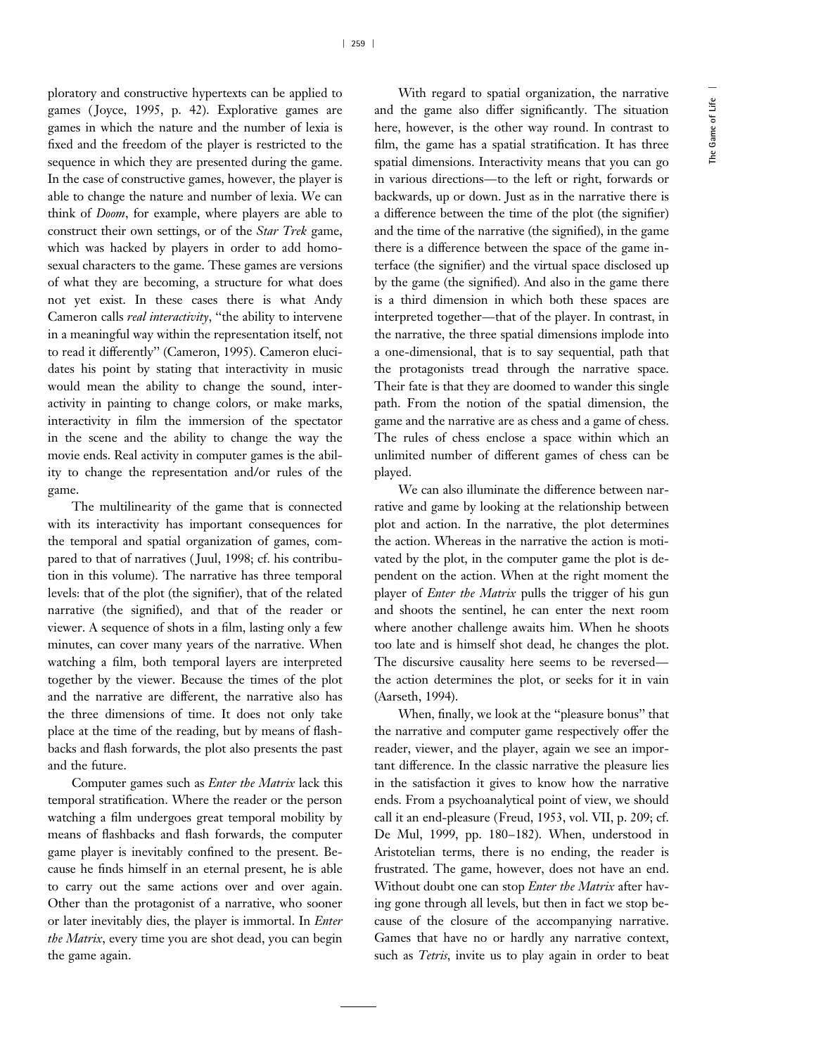ploratory and constructive hypertexts can be applied to games (Joyce, 1995, p. 42). Explorative games are games in which the nature and the number of lexia is fixed and the freedom of the player is restricted to the sequence in which they are presented during the game. In the case of constructive games, however, the player is able to change the nature and number of lexia. We can think of *Doom*, for example, where players are able to construct their own settings, or of the *Star Trek* game, which was hacked by players in order to add homosexual characters to the game. These games are versions of what they are becoming, a structure for what does not yet exist. In these cases there is what Andy Cameron calls *real interactivity*, "the ability to intervene in a meaningful way within the representation itself, not to read it differently" (Cameron, 1995). Cameron elucidates his point by stating that interactivity in music would mean the ability to change the sound, interactivity in painting to change colors, or make marks, interactivity in film the immersion of the spectator in the scene and the ability to change the way the movie ends. Real activity in computer games is the ability to change the representation and/or rules of the game.

The multilinearity of the game that is connected with its interactivity has important consequences for the temporal and spatial organization of games, compared to that of narratives (Juul, 1998; cf. his contribution in this volume). The narrative has three temporal levels: that of the plot (the signifier), that of the related narrative (the signified), and that of the reader or viewer. A sequence of shots in a film, lasting only a few minutes, can cover many years of the narrative. When watching a film, both temporal layers are interpreted together by the viewer. Because the times of the plot and the narrative are different, the narrative also has the three dimensions of time. It does not only take place at the time of the reading, but by means of flashbacks and flash forwards, the plot also presents the past and the future.

Computer games such as *Enter the Matrix* lack this temporal stratification. Where the reader or the person watching a film undergoes great temporal mobility by means of flashbacks and flash forwards, the computer game player is inevitably confined to the present. Because he finds himself in an eternal present, he is able to carry out the same actions over and over again. Other than the protagonist of a narrative, who sooner or later inevitably dies, the player is immortal. In *Enter the Matrix*, every time you are shot dead, you can begin the game again.

With regard to spatial organization, the narrative and the game also differ significantly. The situation here, however, is the other way round. In contrast to film, the game has a spatial stratification. It has three spatial dimensions. Interactivity means that you can go in various directions—to the left or right, forwards or backwards, up or down. Just as in the narrative there is a difference between the time of the plot (the signifier) and the time of the narrative (the signified), in the game there is a difference between the space of the game interface (the signifier) and the virtual space disclosed up by the game (the signified). And also in the game there is a third dimension in which both these spaces are interpreted together—that of the player. In contrast, in the narrative, the three spatial dimensions implode into a one-dimensional, that is to say sequential, path that the protagonists tread through the narrative space. Their fate is that they are doomed to wander this single path. From the notion of the spatial dimension, the game and the narrative are as chess and a game of chess. The rules of chess enclose a space within which an unlimited number of different games of chess can be played.

We can also illuminate the difference between narrative and game by looking at the relationship between plot and action. In the narrative, the plot determines the action. Whereas in the narrative the action is motivated by the plot, in the computer game the plot is dependent on the action. When at the right moment the player of *Enter the Matrix* pulls the trigger of his gun and shoots the sentinel, he can enter the next room where another challenge awaits him. When he shoots too late and is himself shot dead, he changes the plot. The discursive causality here seems to be reversed—the action determines the plot, or seeks for it in vain (Aarseth, 1994).

When, finally, we look at the "pleasure bonus" that the narrative and computer game respectively offer the reader, viewer, and the player, again we see an important difference. In the classic narrative the pleasure lies in the satisfaction it gives to know how the narrative ends. From a psychoanalytical point of view, we should call it an end-pleasure (Freud, 1953, vol. VII, p. 209; cf. De Mul, 1999, pp. 180–182). When, understood in Aristotelian terms, there is no ending, the reader is frustrated. The game, however, does not have an end. Without doubt one can stop *Enter the Matrix* after having gone through all levels, but then in fact we stop because of the closure of the accompanying narrative. Games that have no or hardly any narrative context, such as *Tetris*, invite us to play again in order to beat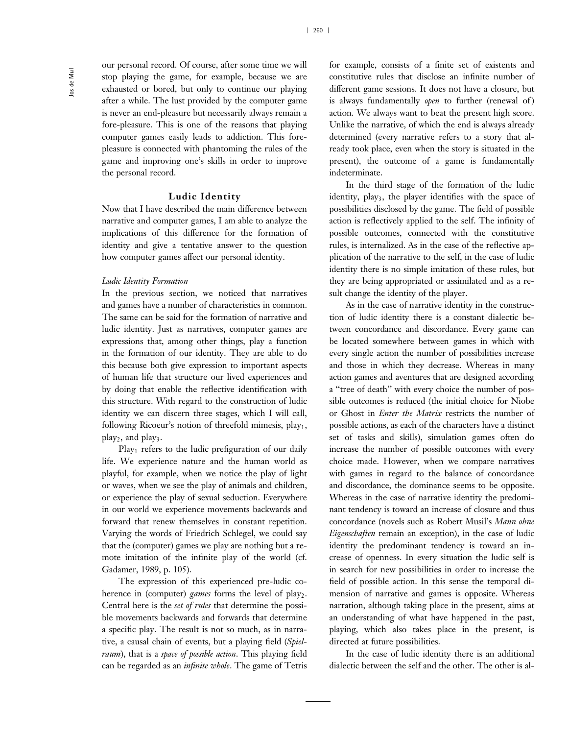our personal record. Of course, after some time we will stop playing the game, for example, because we are exhausted or bored, but only to continue our playing after a while. The lust provided by the computer game is never an end-pleasure but necessarily always remain a fore-pleasure. This is one of the reasons that playing computer games easily leads to addiction. This fore-pleasure is connected with phantoming the rules of the game and improving one's skills in order to improve the personal record.

## Ludic Identity

Now that I have described the main difference between narrative and computer games, I am able to analyze the implications of this difference for the formation of identity and give a tentative answer to the question how computer games affect our personal identity.

### *Ludic Identity Formation*

In the previous section, we noticed that narratives and games have a number of characteristics in common. The same can be said for the formation of narrative and ludic identity. Just as narratives, computer games are expressions that, among other things, play a function in the formation of our identity. They are able to do this because both give expression to important aspects of human life that structure our lived experiences and by doing that enable the reflective identification with this structure. With regard to the construction of ludic identity we can discern three stages, which I will call, following Ricoeur's notion of threefold mimesis, $play_1$, $play_2$, and $play_3$.

$Play_1$ refers to the ludic prefiguration of our daily life. We experience nature and the human world as playful, for example, when we notice the play of light or waves, when we see the play of animals and children, or experience the play of sexual seduction. Everywhere in our world we experience movements backwards and forward that renew themselves in constant repetition. Varying the words of Friedrich Schlegel, we could say that the (computer) games we play are nothing but a remote imitation of the infinite play of the world (cf. Gadamer, 1989, p. 105).

The expression of this experienced pre-ludic coherence in (computer) *games* forms the level of $play_2$. Central here is the *set of rules* that determine the possible movements backwards and forwards that determine a specific play. The result is not so much, as in narrative, a causal chain of events, but a playing field (*Spielraum*), that is a *space of possible action*. This playing field can be regarded as an *infinite whole*. The game of Tetris for example, consists of a finite set of existents and constitutive rules that disclose an infinite number of different game sessions. It does not have a closure, but is always fundamentally *open* to further (renewal of) action. We always want to beat the present high score. Unlike the narrative, of which the end is always already determined (every narrative refers to a story that already took place, even when the story is situated in the present), the outcome of a game is fundamentally indeterminate.

In the third stage of the formation of the ludic identity, $play_3$, the player identifies with the space of possibilities disclosed by the game. The field of possible action is reflectively applied to the self. The infinity of possible outcomes, connected with the constitutive rules, is internalized. As in the case of the reflective application of the narrative to the self, in the case of ludic identity there is no simple imitation of these rules, but they are being appropriated or assimilated and as a result change the identity of the player.

As in the case of narrative identity in the construction of ludic identity there is a constant dialectic between concordance and discordance. Every game can be located somewhere between games in which with every single action the number of possibilities increase and those in which they decrease. Whereas in many action games and aventures that are designed according a "tree of death" with every choice the number of possible outcomes is reduced (the initial choice for Niobe or Ghost in *Enter the Matrix* restricts the number of possible actions, as each of the characters have a distinct set of tasks and skills), simulation games often do increase the number of possible outcomes with every choice made. However, when we compare narratives with games in regard to the balance of concordance and discordance, the dominance seems to be opposite. Whereas in the case of narrative identity the predominant tendency is toward an increase of closure and thus concordance (novels such as Robert Musil's *Mann ohne Eigenschaften* remain an exception), in the case of ludic identity the predominant tendency is toward an increase of openness. In every situation the ludic self is in search for new possibilities in order to increase the field of possible action. In this sense the temporal dimension of narrative and games is opposite. Whereas narration, although taking place in the present, aims at an understanding of what have happened in the past, playing, which also takes place in the present, is directed at future possibilities.

In the case of ludic identity there is an additional dialectic between the self and the other. The other is al-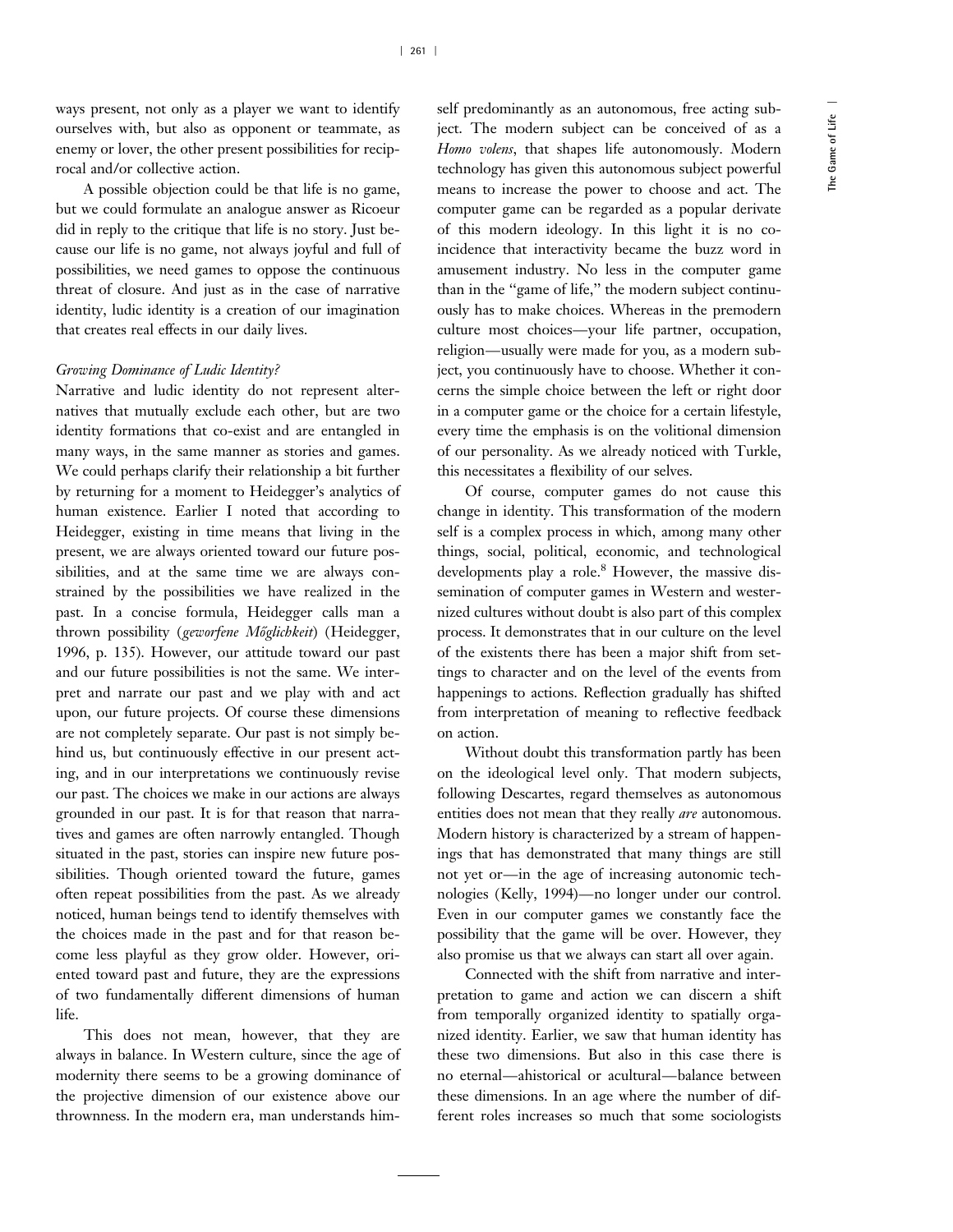ways present, not only as a player we want to identify ourselves with, but also as opponent or teammate, as enemy or lover, the other present possibilities for reciprocal and/or collective action.

A possible objection could be that life is no game, but we could formulate an analogue answer as Ricoeur did in reply to the critique that life is no story. Just because our life is no game, not always joyful and full of possibilities, we need games to oppose the continuous threat of closure. And just as in the case of narrative identity, ludic identity is a creation of our imagination that creates real effects in our daily lives.

*Growing Dominance of Ludic Identity?*

Narrative and ludic identity do not represent alternatives that mutually exclude each other, but are two identity formations that co-exist and are entangled in many ways, in the same manner as stories and games. We could perhaps clarify their relationship a bit further by returning for a moment to Heidegger's analytics of human existence. Earlier I noted that according to Heidegger, existing in time means that living in the present, we are always oriented toward our future possibilities, and at the same time we are always constrained by the possibilities we have realized in the past. In a concise formula, Heidegger calls man a thrown possibility (*geworfene Mőglichkeit*) (Heidegger, 1996, p. 135). However, our attitude toward our past and our future possibilities is not the same. We interpret and narrate our past and we play with and act upon, our future projects. Of course these dimensions are not completely separate. Our past is not simply behind us, but continuously effective in our present acting, and in our interpretations we continuously revise our past. The choices we make in our actions are always grounded in our past. It is for that reason that narratives and games are often narrowly entangled. Though situated in the past, stories can inspire new future possibilities. Though oriented toward the future, games often repeat possibilities from the past. As we already noticed, human beings tend to identify themselves with the choices made in the past and for that reason become less playful as they grow older. However, oriented toward past and future, they are the expressions of two fundamentally different dimensions of human life.

This does not mean, however, that they are always in balance. In Western culture, since the age of modernity there seems to be a growing dominance of the projective dimension of our existence above our thrownness. In the modern era, man understands himself predominantly as an autonomous, free acting subject. The modern subject can be conceived of as a *Homo volens*, that shapes life autonomously. Modern technology has given this autonomous subject powerful means to increase the power to choose and act. The computer game can be regarded as a popular derivate of this modern ideology. In this light it is no coincidence that interactivity became the buzz word in amusement industry. No less in the computer game than in the "game of life," the modern subject continuously has to make choices. Whereas in the premodern culture most choices—your life partner, occupation, religion—usually were made for you, as a modern subject, you continuously have to choose. Whether it concerns the simple choice between the left or right door in a computer game or the choice for a certain lifestyle, every time the emphasis is on the volitional dimension of our personality. As we already noticed with Turkle, this necessitates a flexibility of our selves.

Of course, computer games do not cause this change in identity. This transformation of the modern self is a complex process in which, among many other things, social, political, economic, and technological developments play a role.[8] However, the massive dissemination of computer games in Western and westernized cultures without doubt is also part of this complex process. It demonstrates that in our culture on the level of the existents there has been a major shift from settings to character and on the level of the events from happenings to actions. Reflection gradually has shifted from interpretation of meaning to reflective feedback on action.

Without doubt this transformation partly has been on the ideological level only. That modern subjects, following Descartes, regard themselves as autonomous entities does not mean that they really *are* autonomous. Modern history is characterized by a stream of happenings that has demonstrated that many things are still not yet or—in the age of increasing autonomic technologies (Kelly, 1994)—no longer under our control. Even in our computer games we constantly face the possibility that the game will be over. However, they also promise us that we always can start all over again.

Connected with the shift from narrative and interpretation to game and action we can discern a shift from temporally organized identity to spatially organized identity. Earlier, we saw that human identity has these two dimensions. But also in this case there is no eternal—ahistorical or acultural—balance between these dimensions. In an age where the number of different roles increases so much that some sociologists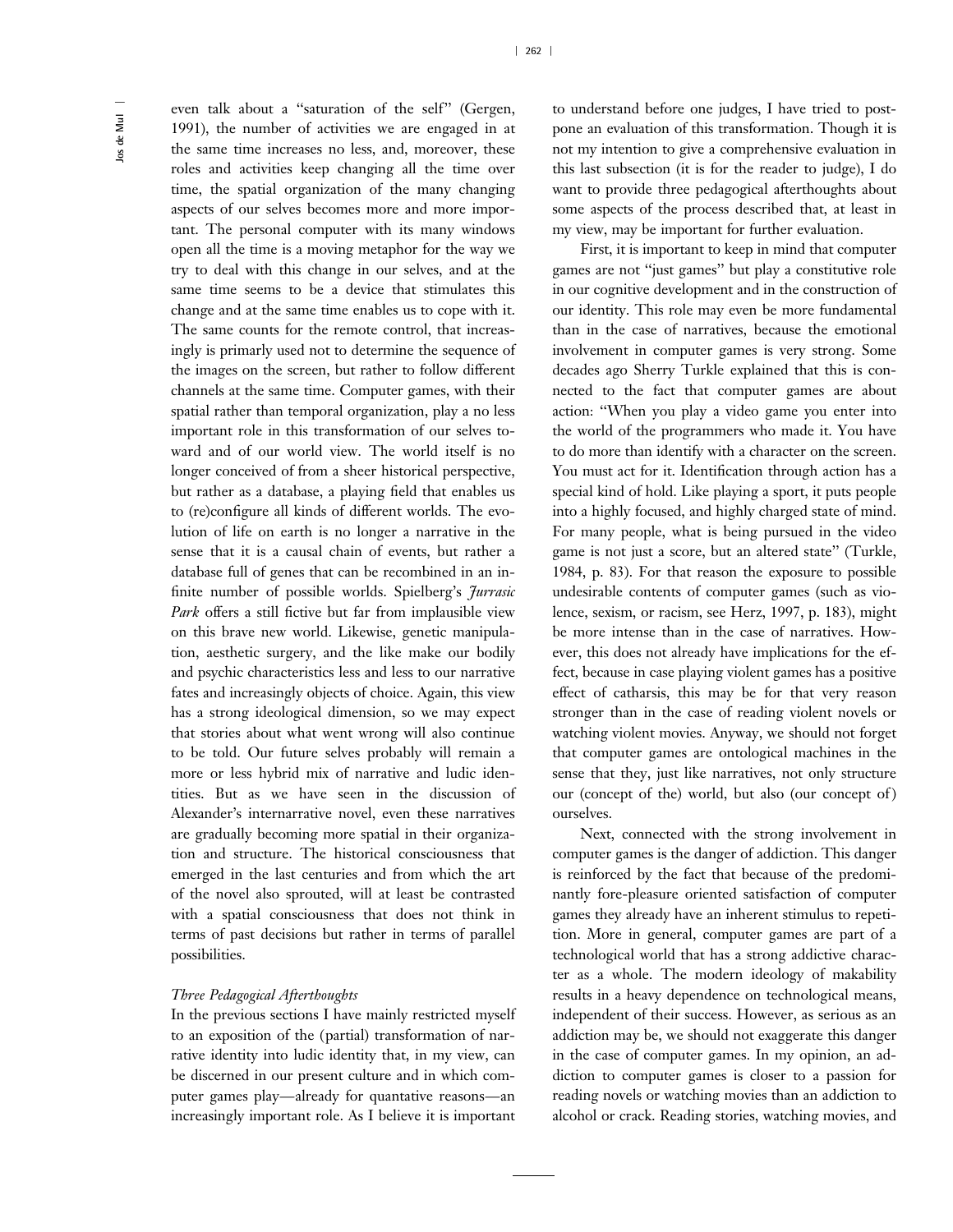even talk about a "saturation of the self" (Gergen, 1991), the number of activities we are engaged in at the same time increases no less, and, moreover, these roles and activities keep changing all the time over time, the spatial organization of the many changing aspects of our selves becomes more and more important. The personal computer with its many windows open all the time is a moving metaphor for the way we try to deal with this change in our selves, and at the same time seems to be a device that stimulates this change and at the same time enables us to cope with it. The same counts for the remote control, that increasingly is primarily used not to determine the sequence of the images on the screen, but rather to follow different channels at the same time. Computer games, with their spatial rather than temporal organization, play a no less important role in this transformation of our selves toward and of our world view. The world itself is no longer conceived of from a sheer historical perspective, but rather as a database, a playing field that enables us to (re)configure all kinds of different worlds. The evolution of life on earth is no longer a narrative in the sense that it is a causal chain of events, but rather a database full of genes that can be recombined in an infinite number of possible worlds. Spielberg's *Jurrasic Park* offers a still fictive but far from implausible view on this brave new world. Likewise, genetic manipulation, aesthetic surgery, and the like make our bodily and psychic characteristics less and less to our narrative fates and increasingly objects of choice. Again, this view has a strong ideological dimension, so we may expect that stories about what went wrong will also continue to be told. Our future selves probably will remain a more or less hybrid mix of narrative and ludic identities. But as we have seen in the discussion of Alexander's internarrative novel, even these narratives are gradually becoming more spatial in their organization and structure. The historical consciousness that emerged in the last centuries and from which the art of the novel also sprouted, will at least be contrasted with a spatial consciousness that does not think in terms of past decisions but rather in terms of parallel possibilities.

### *Three Pedagogical Afterthoughts*

In the previous sections I have mainly restricted myself to an exposition of the (partial) transformation of narrative identity into ludic identity that, in my view, can be discerned in our present culture and in which computer games play—already for quantative reasons—an increasingly important role. As I believe it is important to understand before one judges, I have tried to postpone an evaluation of this transformation. Though it is not my intention to give a comprehensive evaluation in this last subsection (it is for the reader to judge), I do want to provide three pedagogical afterthoughts about some aspects of the process described that, at least in my view, may be important for further evaluation.

First, it is important to keep in mind that computer games are not "just games" but play a constitutive role in our cognitive development and in the construction of our identity. This role may even be more fundamental than in the case of narratives, because the emotional involvement in computer games is very strong. Some decades ago Sherry Turkle explained that this is connected to the fact that computer games are about action: "When you play a video game you enter into the world of the programmers who made it. You have to do more than identify with a character on the screen. You must act for it. Identification through action has a special kind of hold. Like playing a sport, it puts people into a highly focused, and highly charged state of mind. For many people, what is being pursued in the video game is not just a score, but an altered state" (Turkle, 1984, p. 83). For that reason the exposure to possible undesirable contents of computer games (such as violence, sexism, or racism, see Herz, 1997, p. 183), might be more intense than in the case of narratives. However, this does not already have implications for the effect, because in case playing violent games has a positive effect of catharsis, this may be for that very reason stronger than in the case of reading violent novels or watching violent movies. Anyway, we should not forget that computer games are ontological machines in the sense that they, just like narratives, not only structure our (concept of the) world, but also (our concept of) ourselves.

Next, connected with the strong involvement in computer games is the danger of addiction. This danger is reinforced by the fact that because of the predominantly fore-pleasure oriented satisfaction of computer games they already have an inherent stimulus to repetition. More in general, computer games are part of a technological world that has a strong addictive character as a whole. The modern ideology of makability results in a heavy dependence on technological means, independent of their success. However, as serious as an addiction may be, we should not exaggerate this danger in the case of computer games. In my opinion, an addiction to computer games is closer to a passion for reading novels or watching movies than an addiction to alcohol or crack. Reading stories, watching movies, and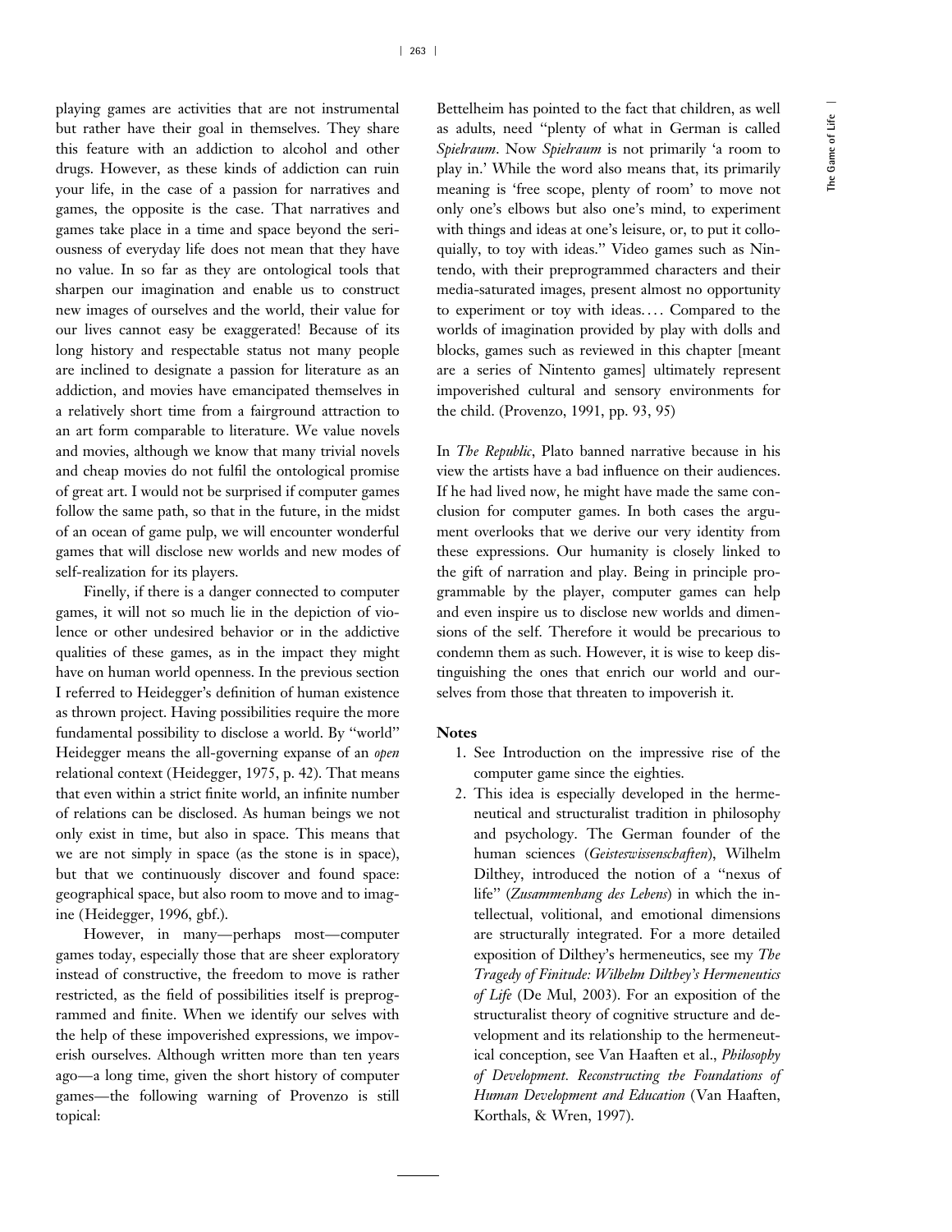playing games are activities that are not instrumental but rather have their goal in themselves. They share this feature with an addiction to alcohol and other drugs. However, as these kinds of addiction can ruin your life, in the case of a passion for narratives and games, the opposite is the case. That narratives and games take place in a time and space beyond the seriousness of everyday life does not mean that they have no value. In so far as they are ontological tools that sharpen our imagination and enable us to construct new images of ourselves and the world, their value for our lives cannot easy be exaggerated! Because of its long history and respectable status not many people are inclined to designate a passion for literature as an addiction, and movies have emancipated themselves in a relatively short time from a fairground attraction to an art form comparable to literature. We value novels and movies, although we know that many trivial novels and cheap movies do not fulfil the ontological promise of great art. I would not be surprised if computer games follow the same path, so that in the future, in the midst of an ocean of game pulp, we will encounter wonderful games that will disclose new worlds and new modes of self-realization for its players.

Finelly, if there is a danger connected to computer games, it will not so much lie in the depiction of violence or other undesired behavior or in the addictive qualities of these games, as in the impact they might have on human world openness. In the previous section I referred to Heidegger's definition of human existence as thrown project. Having possibilities require the more fundamental possibility to disclose a world. By "world" Heidegger means the all-governing expanse of an *open* relational context (Heidegger, 1975, p. 42). That means that even within a strict finite world, an infinite number of relations can be disclosed. As human beings we not only exist in time, but also in space. This means that we are not simply in space (as the stone is in space), but that we continuously discover and found space: geographical space, but also room to move and to imagine (Heidegger, 1996, gbf.).

However, in many—perhaps most—computer games today, especially those that are sheer exploratory instead of constructive, the freedom to move is rather restricted, as the field of possibilities itself is preprogrammed and finite. When we identify our selves with the help of these impoverished expressions, we impoverish ourselves. Although written more than ten years ago—a long time, given the short history of computer games—the following warning of Provenzo is still topical:

> Bettelheim has pointed to the fact that children, as well as adults, need "plenty of what in German is called *Spielraum*. Now *Spielraum* is not primarily 'a room to play in.' While the word also means that, its primarily meaning is 'free scope, plenty of room' to move not only one's elbows but also one's mind, to experiment with things and ideas at one's leisure, or, to put it colloquially, to toy with ideas." Video games such as Nintendo, with their preprogrammed characters and their media-saturated images, present almost no opportunity to experiment or toy with ideas.... Compared to the worlds of imagination provided by play with dolls and blocks, games such as reviewed in this chapter [meant are a series of Nintento games] ultimately represent impoverished cultural and sensory environments for the child. (Provenzo, 1991, pp. 93, 95)

In *The Republic*, Plato banned narrative because in his view the artists have a bad influence on their audiences. If he had lived now, he might have made the same conclusion for computer games. In both cases the argument overlooks that we derive our very identity from these expressions. Our humanity is closely linked to the gift of narration and play. Being in principle programmable by the player, computer games can help and even inspire us to disclose new worlds and dimensions of the self. Therefore it would be precarious to condemn them as such. However, it is wise to keep distinguishing the ones that enrich our world and ourselves from those that threaten to impoverish it.

### Notes

1. See Introduction on the impressive rise of the computer game since the eighties.
2. This idea is especially developed in the hermeneutical and structuralist tradition in philosophy and psychology. The German founder of the human sciences (*Geisteswissenschaften*), Wilhelm Dilthey, introduced the notion of a "nexus of life" (*Zusammenhang des Lebens*) in which the intellectual, volitional, and emotional dimensions are structurally integrated. For a more detailed exposition of Dilthey's hermeneutics, see my *The Tragedy of Finitude: Wilhelm Dilthey's Hermeneutics of Life* (De Mul, 2003). For an exposition of the structuralist theory of cognitive structure and development and its relationship to the hermeneutical conception, see Van Haaften et al., *Philosophy of Development. Reconstructing the Foundations of Human Development and Education* (Van Haaften, Korthals, & Wren, 1997).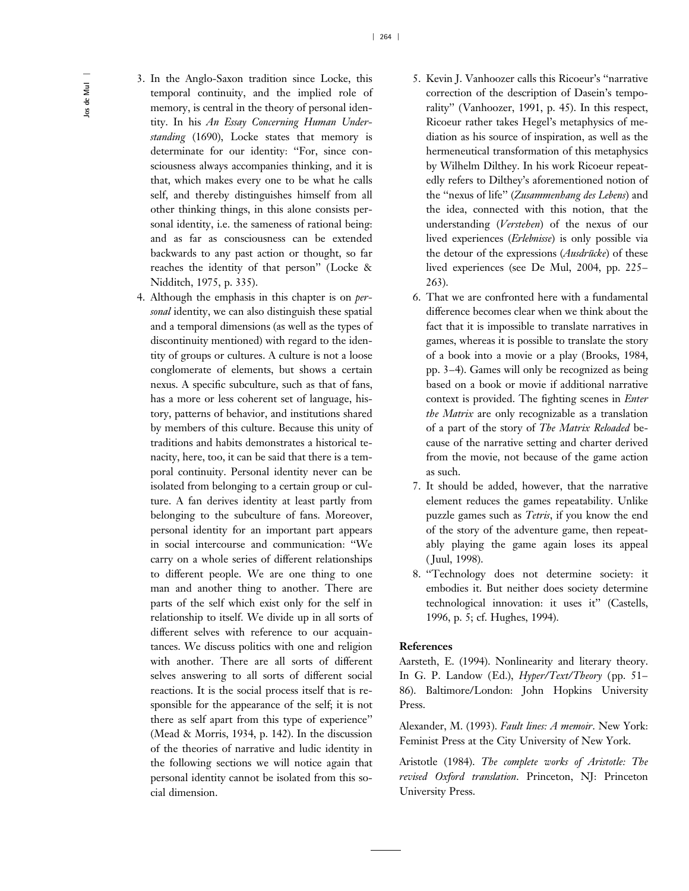3. In the Anglo-Saxon tradition since Locke, this temporal continuity, and the implied role of memory, is central in the theory of personal identity. In his *An Essay Concerning Human Understanding* (1690), Locke states that memory is determinate for our identity: "For, since consciousness always accompanies thinking, and it is that, which makes every one to be what he calls self, and thereby distinguishes himself from all other thinking things, in this alone consists personal identity, i.e. the sameness of rational being: and as far as consciousness can be extended backwards to any past action or thought, so far reaches the identity of that person" (Locke & Nidditch, 1975, p. 335).
4. Although the emphasis in this chapter is on *personal* identity, we can also distinguish these spatial and a temporal dimensions (as well as the types of discontinuity mentioned) with regard to the identity of groups or cultures. A culture is not a loose conglomerate of elements, but shows a certain nexus. A specific subculture, such as that of fans, has a more or less coherent set of language, history, patterns of behavior, and institutions shared by members of this culture. Because this unity of traditions and habits demonstrates a historical tenacity, here, too, it can be said that there is a temporal continuity. Personal identity never can be isolated from belonging to a certain group or culture. A fan derives identity at least partly from belonging to the subculture of fans. Moreover, personal identity for an important part appears in social intercourse and communication: "We carry on a whole series of different relationships to different people. We are one thing to one man and another thing to another. There are parts of the self which exist only for the self in relationship to itself. We divide up in all sorts of different selves with reference to our acquaintances. We discuss politics with one and religion with another. There are all sorts of different selves answering to all sorts of different social reactions. It is the social process itself that is responsible for the appearance of the self; it is not there as self apart from this type of experience" (Mead & Morris, 1934, p. 142). In the discussion of the theories of narrative and ludic identity in the following sections we will notice again that personal identity cannot be isolated from this social dimension.
5. Kevin J. Vanhoozer calls this Ricoeur's "narrative correction of the description of Dasein's temporality" (Vanhoozer, 1991, p. 45). In this respect, Ricoeur rather takes Hegel's metaphysics of mediation as his source of inspiration, as well as the hermeneutical transformation of this metaphysics by Wilhelm Dilthey. In his work Ricoeur repeatedly refers to Dilthey's aforementioned notion of the "nexus of life" (*Zusammenhang des Lebens*) and the idea, connected with this notion, that the understanding (*Verstehen*) of the nexus of our lived experiences (*Erlebnisse*) is only possible via the detour of the expressions (*Ausdrücke*) of these lived experiences (see De Mul, 2004, pp. 225–263).
6. That we are confronted here with a fundamental difference becomes clear when we think about the fact that it is impossible to translate narratives in games, whereas it is possible to translate the story of a book into a movie or a play (Brooks, 1984, pp. 3–4). Games will only be recognized as being based on a book or movie if additional narrative context is provided. The fighting scenes in *Enter the Matrix* are only recognizable as a translation of a part of the story of *The Matrix Reloaded* because of the narrative setting and charter derived from the movie, not because of the game action as such.
7. It should be added, however, that the narrative element reduces the games repeatability. Unlike puzzle games such as *Tetris*, if you know the end of the story of the adventure game, then repeatably playing the game again loses its appeal (Juul, 1998).
8. "Technology does not determine society: it embodies it. But neither does society determine technological innovation: it uses it" (Castells, 1996, p. 5; cf. Hughes, 1994).

**References**

Aarsteth, E. (1994). Nonlinearity and literary theory. In G. P. Landow (Ed.), *Hyper/Text/Theory* (pp. 51–86). Baltimore/London: John Hopkins University Press.

Alexander, M. (1993). *Fault lines: A memoir*. New York: Feminist Press at the City University of New York.

Aristotle (1984). *The complete works of Aristotle: The revised Oxford translation*. Princeton, NJ: Princeton University Press.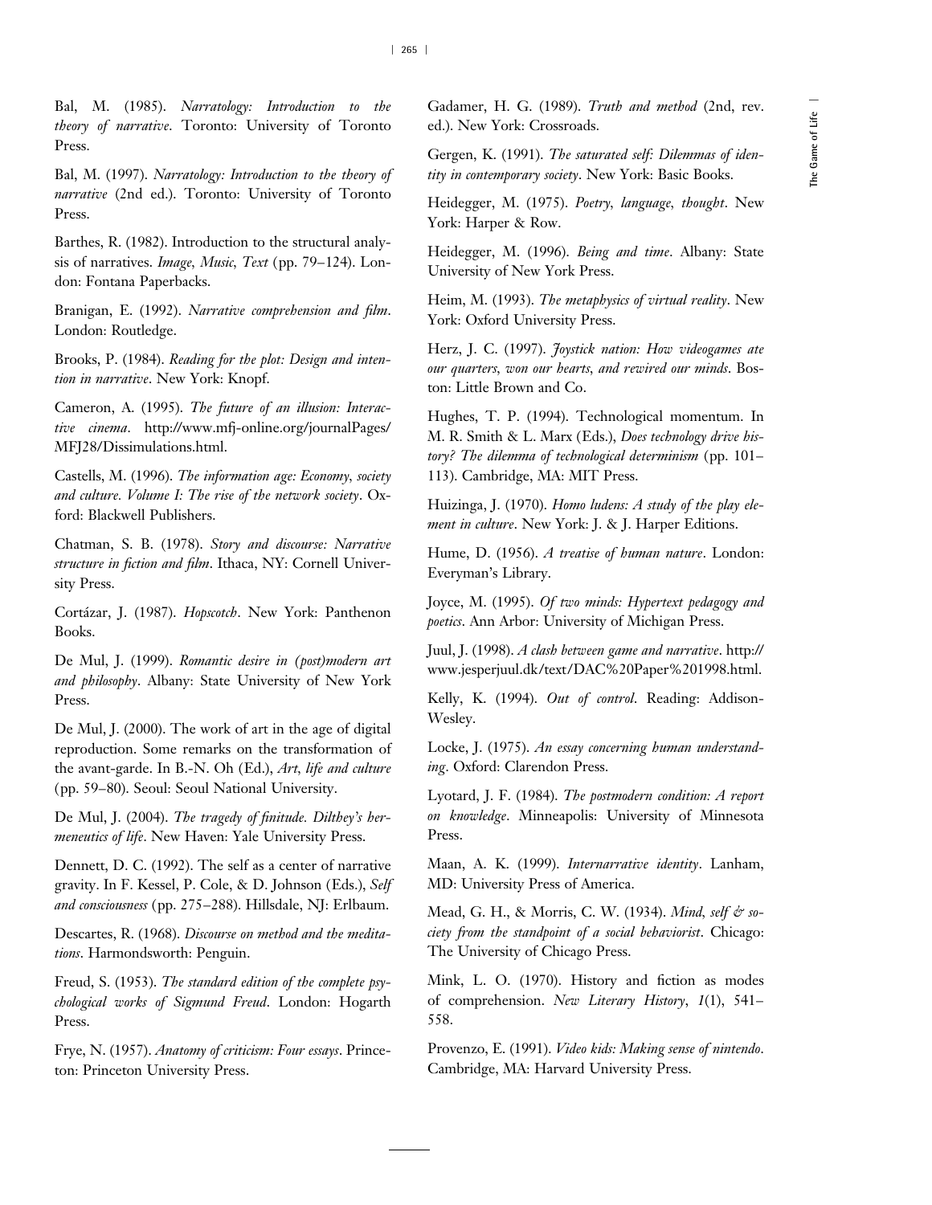Bal, M. (1985). *Narratology: Introduction to the theory of narrative*. Toronto: University of Toronto Press.

Bal, M. (1997). *Narratology: Introduction to the theory of narrative* (2nd ed.). Toronto: University of Toronto Press.

Barthes, R. (1982). Introduction to the structural analysis of narratives. *Image, Music, Text* (pp. 79–124). London: Fontana Paperbacks.

Branigan, E. (1992). *Narrative comprehension and film*. London: Routledge.

Brooks, P. (1984). *Reading for the plot: Design and intention in narrative*. New York: Knopf.

Cameron, A. (1995). *The future of an illusion: Interactive cinema*. http://www.mfj-online.org/journalPages/MFJ28/Dissimulations.html.

Castells, M. (1996). *The information age: Economy, society and culture. Volume I: The rise of the network society*. Oxford: Blackwell Publishers.

Chatman, S. B. (1978). *Story and discourse: Narrative structure in fiction and film*. Ithaca, NY: Cornell University Press.

Cortázar, J. (1987). *Hopscotch*. New York: Panthenon Books.

De Mul, J. (1999). *Romantic desire in (post)modern art and philosophy*. Albany: State University of New York Press.

De Mul, J. (2000). The work of art in the age of digital reproduction. Some remarks on the transformation of the avant-garde. In B.-N. Oh (Ed.), *Art, life and culture* (pp. 59–80). Seoul: Seoul National University.

De Mul, J. (2004). *The tragedy of finitude. Dilthey's hermeneutics of life*. New Haven: Yale University Press.

Dennett, D. C. (1992). The self as a center of narrative gravity. In F. Kessel, P. Cole, & D. Johnson (Eds.), *Self and consciousness* (pp. 275–288). Hillsdale, NJ: Erlbaum.

Descartes, R. (1968). *Discourse on method and the meditations*. Harmondsworth: Penguin.

Freud, S. (1953). *The standard edition of the complete psychological works of Sigmund Freud*. London: Hogarth Press.

Frye, N. (1957). *Anatomy of criticism: Four essays*. Princeton: Princeton University Press.

Gadamer, H. G. (1989). *Truth and method* (2nd, rev. ed.). New York: Crossroads.

Gergen, K. (1991). *The saturated self: Dilemmas of identity in contemporary society*. New York: Basic Books.

Heidegger, M. (1975). *Poetry, language, thought*. New York: Harper & Row.

Heidegger, M. (1996). *Being and time*. Albany: State University of New York Press.

Heim, M. (1993). *The metaphysics of virtual reality*. New York: Oxford University Press.

Herz, J. C. (1997). *Joystick nation: How videogames ate our quarters, won our hearts, and rewired our minds*. Boston: Little Brown and Co.

Hughes, T. P. (1994). Technological momentum. In M. R. Smith & L. Marx (Eds.), *Does technology drive history? The dilemma of technological determinism* (pp. 101–113). Cambridge, MA: MIT Press.

Huizinga, J. (1970). *Homo ludens: A study of the play element in culture*. New York: J. & J. Harper Editions.

Hume, D. (1956). *A treatise of human nature*. London: Everyman's Library.

Joyce, M. (1995). *Of two minds: Hypertext pedagogy and poetics*. Ann Arbor: University of Michigan Press.

Juul, J. (1998). *A clash between game and narrative*. http://www.jesperjuul.dk/text/DAC%20Paper%201998.html.

Kelly, K. (1994). *Out of control*. Reading: Addison-Wesley.

Locke, J. (1975). *An essay concerning human understanding*. Oxford: Clarendon Press.

Lyotard, J. F. (1984). *The postmodern condition: A report on knowledge*. Minneapolis: University of Minnesota Press.

Maan, A. K. (1999). *Internarrative identity*. Lanham, MD: University Press of America.

Mead, G. H., & Morris, C. W. (1934). *Mind, self & society from the standpoint of a social behaviorist*. Chicago: The University of Chicago Press.

Mink, L. O. (1970). History and fiction as modes of comprehension. *New Literary History*, *1*(1), 541–558.

Provenzo, E. (1991). *Video kids: Making sense of nintendo*. Cambridge, MA: Harvard University Press.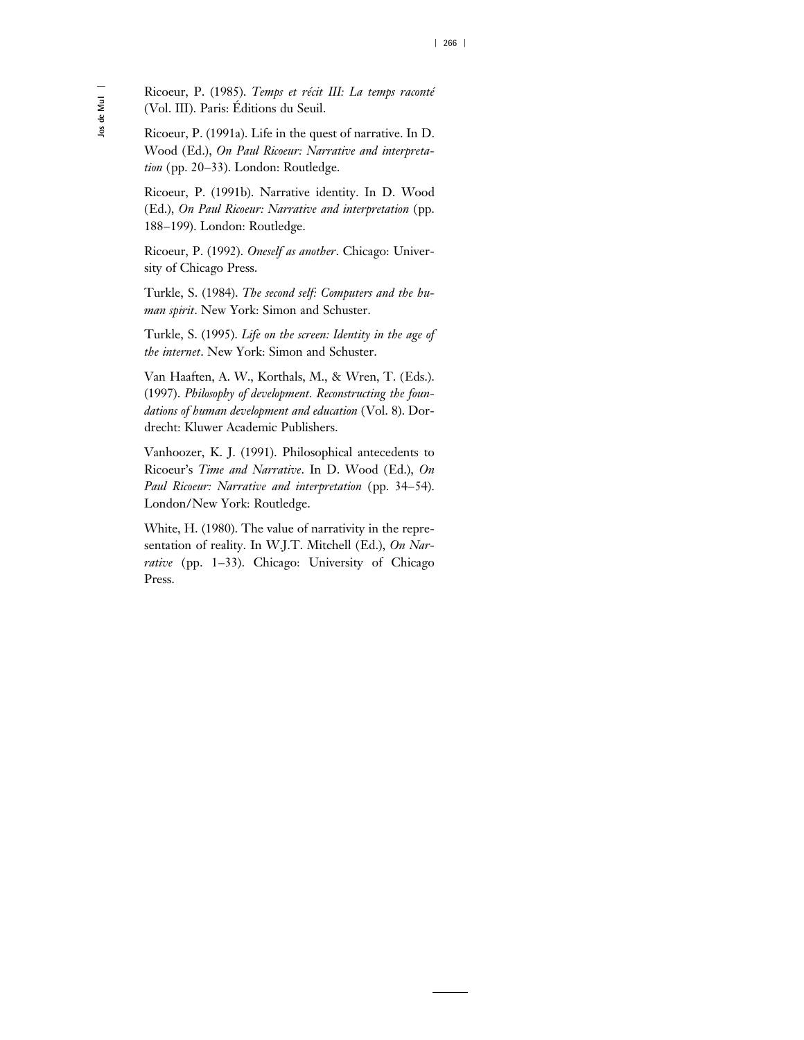Ricoeur, P. (1985). *Temps et récit III: La temps raconté* (Vol. III). Paris: Éditions du Seuil.

Ricoeur, P. (1991a). Life in the quest of narrative. In D. Wood (Ed.), *On Paul Ricoeur: Narrative and interpretation* (pp. 20–33). London: Routledge.

Ricoeur, P. (1991b). Narrative identity. In D. Wood (Ed.), *On Paul Ricoeur: Narrative and interpretation* (pp. 188–199). London: Routledge.

Ricoeur, P. (1992). *Oneself as another*. Chicago: University of Chicago Press.

Turkle, S. (1984). *The second self: Computers and the human spirit*. New York: Simon and Schuster.

Turkle, S. (1995). *Life on the screen: Identity in the age of the internet*. New York: Simon and Schuster.

Van Haaften, A. W., Korthals, M., & Wren, T. (Eds.). (1997). *Philosophy of development. Reconstructing the foundations of human development and education* (Vol. 8). Dordrecht: Kluwer Academic Publishers.

Vanhoozer, K. J. (1991). Philosophical antecedents to Ricoeur's *Time and Narrative*. In D. Wood (Ed.), *On Paul Ricoeur: Narrative and interpretation* (pp. 34–54). London/New York: Routledge.

White, H. (1980). The value of narrativity in the representation of reality. In W.J.T. Mitchell (Ed.), *On Narrative* (pp. 1–33). Chicago: University of Chicago Press.